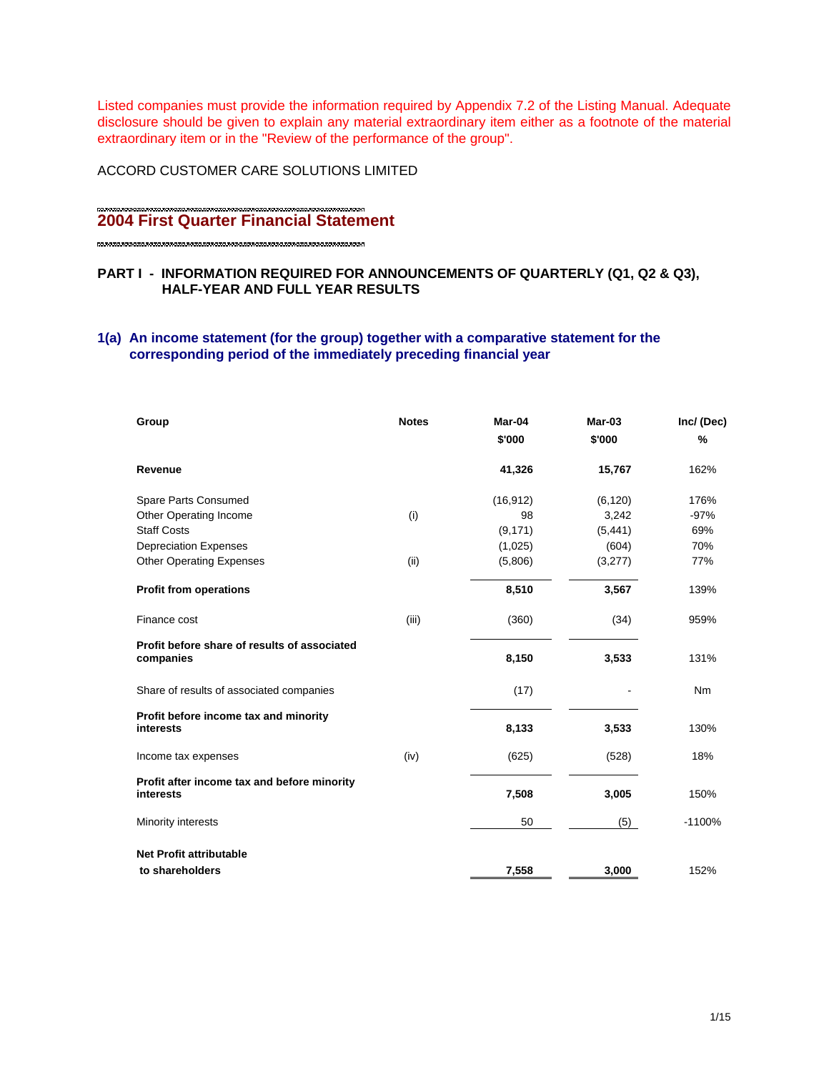Listed companies must provide the information required by Appendix 7.2 of the Listing Manual. Adequate disclosure should be given to explain any material extraordinary item either as a footnote of the material extraordinary item or in the "Review of the performance of the group".

ACCORD CUSTOMER CARE SOLUTIONS LIMITED

# 2004 First Quarter Financial Statement

## PART I - INFORMATION REQUIRED FOR ANNOUNCEMENTS OF QUARTERLY (Q1, Q2 & Q3), HALF-YEAR AND FULL YEAR RESULTS

### 1(a) An income statement (for the group) together with a comparative statement for the corresponding period of the immediately preceding financial year

| Group | Notes | Mar-04 $'000 | Mar-03 $'000 | Inc/ (Dec) % |
|---|---|---|---|---|
| **Revenue** | | **41,326** | **15,767** | 162% |
| Spare Parts Consumed | | (16,912) | (6,120) | 176% |
| Other Operating Income | (i) | 98 | 3,242 | -97% |
| Staff Costs | | (9,171) | (5,441) | 69% |
| Depreciation Expenses | | (1,025) | (604) | 70% |
| Other Operating Expenses | (ii) | (5,806) | (3,277) | 77% |
| **Profit from operations** | | **8,510** | **3,567** | 139% |
| Finance cost | (iii) | (360) | (34) | 959% |
| **Profit before share of results of associated companies** | | **8,150** | **3,533** | 131% |
| Share of results of associated companies | | (17) | - | Nm |
| **Profit before income tax and minority interests** | | **8,133** | **3,533** | 130% |
| Income tax expenses | (iv) | (625) | (528) | 18% |
| **Profit after income tax and before minority interests** | | **7,508** | **3,005** | 150% |
| Minority interests | | 50 | (5) | -1100% |
| **Net Profit attributable to shareholders** | | **7,558** | **3,000** | 152% |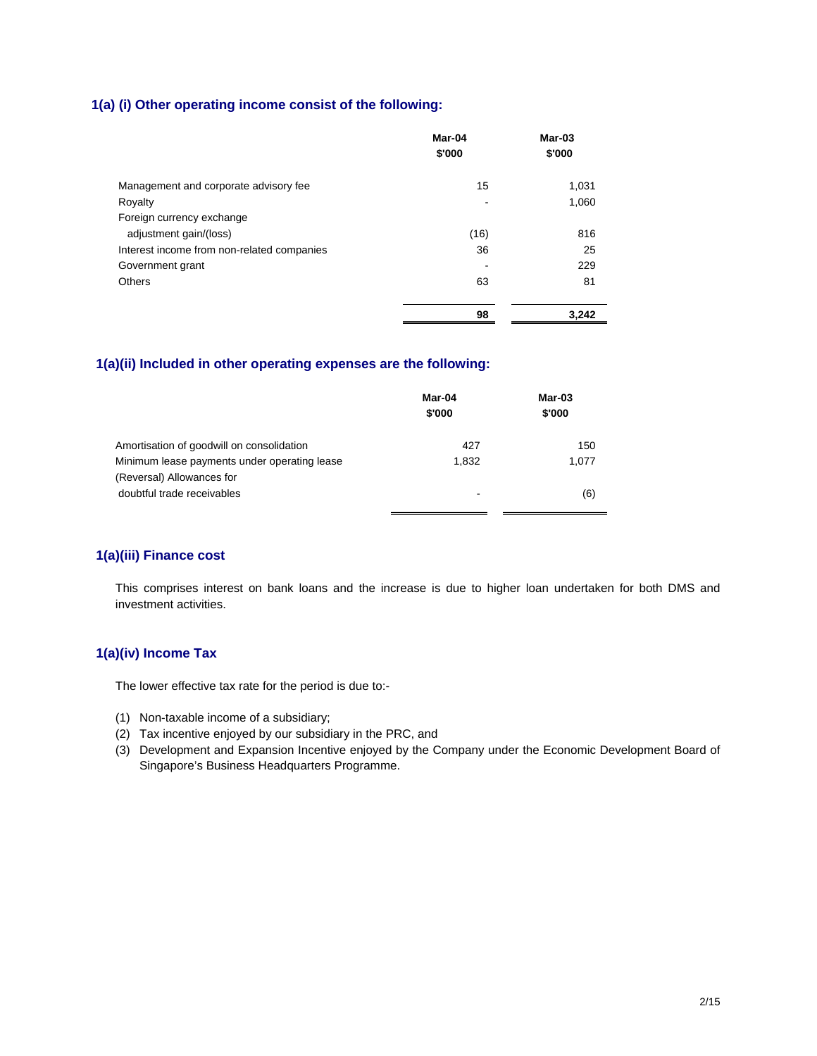## 1(a) (i) Other operating income consist of the following:

| | Mar-04 $'000 | Mar-03 $'000 |
|---|---|---|
| Management and corporate advisory fee | 15 | 1,031 |
| Royalty | - | 1,060 |
| Foreign currency exchange adjustment gain/(loss) | (16) | 816 |
| Interest income from non-related companies | 36 | 25 |
| Government grant | - | 229 |
| Others | 63 | 81 |
| | **98** | **3,242** |

## 1(a)(ii) Included in other operating expenses are the following:

| | Mar-04 $'000 | Mar-03 $'000 |
|---|---|---|
| Amortisation of goodwill on consolidation | 427 | 150 |
| Minimum lease payments under operating lease | 1,832 | 1,077 |
| (Reversal) Allowances for doubtful trade receivables | - | (6) |

## 1(a)(iii) Finance cost

This comprises interest on bank loans and the increase is due to higher loan undertaken for both DMS and investment activities.

## 1(a)(iv) Income Tax

The lower effective tax rate for the period is due to:-

(1) Non-taxable income of a subsidiary;
(2) Tax incentive enjoyed by our subsidiary in the PRC, and
(3) Development and Expansion Incentive enjoyed by the Company under the Economic Development Board of Singapore's Business Headquarters Programme.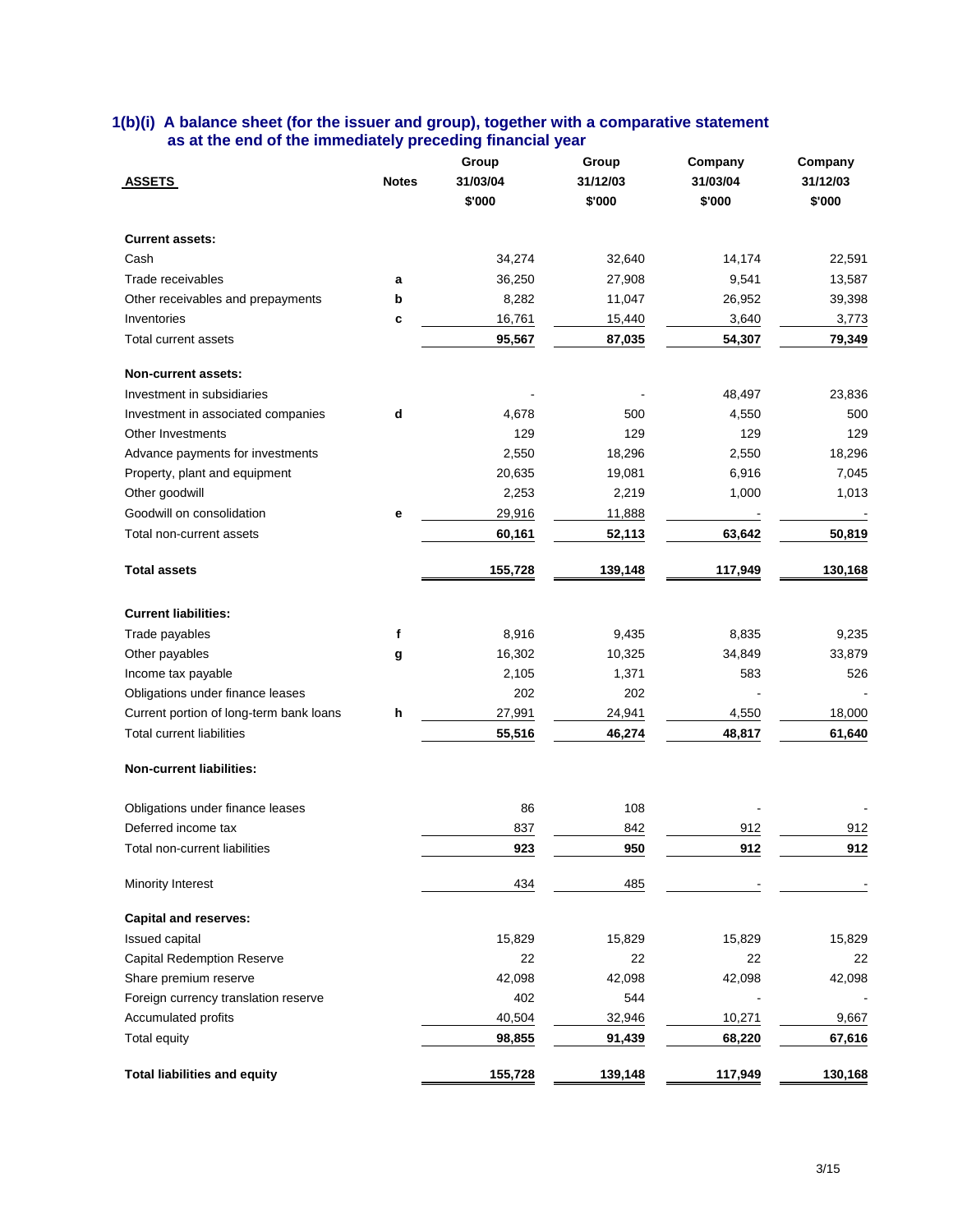### 1(b)(i) A balance sheet (for the issuer and group), together with a comparative statement as at the end of the immediately preceding financial year

| ASSETS | Notes | Group 31/03/04 $'000 | Group 31/12/03 $'000 | Company 31/03/04 $'000 | Company 31/12/03 $'000 |
|---|---|---|---|---|---|
| **Current assets:** | | | | | |
| Cash | | 34,274 | 32,640 | 14,174 | 22,591 |
| Trade receivables | a | 36,250 | 27,908 | 9,541 | 13,587 |
| Other receivables and prepayments | b | 8,282 | 11,047 | 26,952 | 39,398 |
| Inventories | c | 16,761 | 15,440 | 3,640 | 3,773 |
| Total current assets | | **95,567** | **87,035** | **54,307** | **79,349** |
| **Non-current assets:** | | | | | |
| Investment in subsidiaries | | - | - | 48,497 | 23,836 |
| Investment in associated companies | d | 4,678 | 500 | 4,550 | 500 |
| Other Investments | | 129 | 129 | 129 | 129 |
| Advance payments for investments | | 2,550 | 18,296 | 2,550 | 18,296 |
| Property, plant and equipment | | 20,635 | 19,081 | 6,916 | 7,045 |
| Other goodwill | | 2,253 | 2,219 | 1,000 | 1,013 |
| Goodwill on consolidation | e | 29,916 | 11,888 | - | - |
| Total non-current assets | | **60,161** | **52,113** | **63,642** | **50,819** |
| **Total assets** | | **155,728** | **139,148** | **117,949** | **130,168** |
| **Current liabilities:** | | | | | |
| Trade payables | f | 8,916 | 9,435 | 8,835 | 9,235 |
| Other payables | g | 16,302 | 10,325 | 34,849 | 33,879 |
| Income tax payable | | 2,105 | 1,371 | 583 | 526 |
| Obligations under finance leases | | 202 | 202 | - | - |
| Current portion of long-term bank loans | h | 27,991 | 24,941 | 4,550 | 18,000 |
| Total current liabilities | | **55,516** | **46,274** | **48,817** | **61,640** |
| **Non-current liabilities:** | | | | | |
| Obligations under finance leases | | 86 | 108 | - | - |
| Deferred income tax | | 837 | 842 | 912 | 912 |
| Total non-current liabilities | | **923** | **950** | **912** | **912** |
| Minority Interest | | 434 | 485 | - | - |
| **Capital and reserves:** | | | | | |
| Issued capital | | 15,829 | 15,829 | 15,829 | 15,829 |
| Capital Redemption Reserve | | 22 | 22 | 22 | 22 |
| Share premium reserve | | 42,098 | 42,098 | 42,098 | 42,098 |
| Foreign currency translation reserve | | 402 | 544 | - | - |
| Accumulated profits | | 40,504 | 32,946 | 10,271 | 9,667 |
| Total equity | | **98,855** | **91,439** | **68,220** | **67,616** |
| **Total liabilities and equity** | | **155,728** | **139,148** | **117,949** | **130,168** |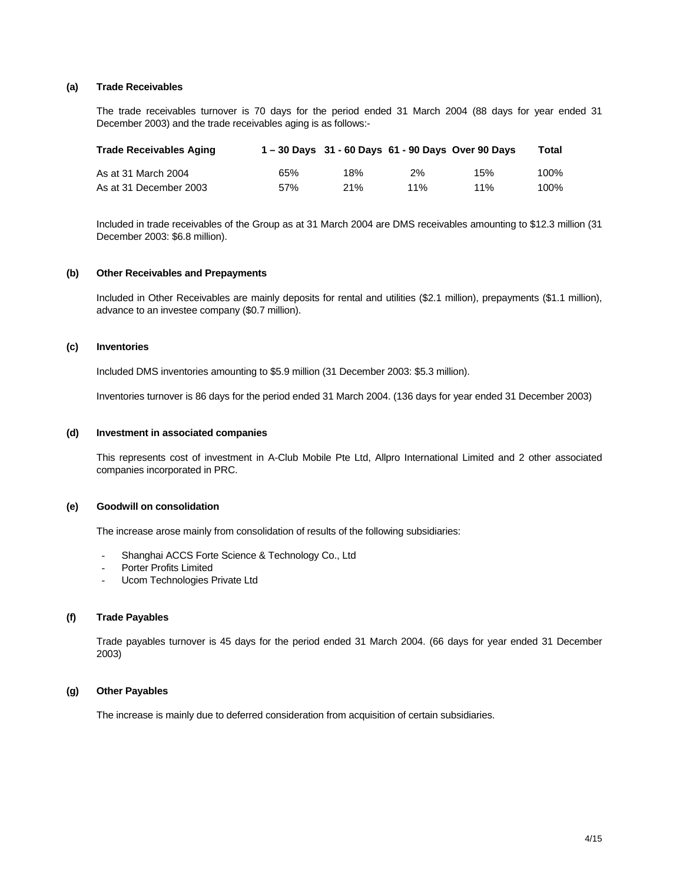**(a) Trade Receivables**

The trade receivables turnover is 70 days for the period ended 31 March 2004 (88 days for year ended 31 December 2003) and the trade receivables aging is as follows:-

| Trade Receivables Aging | 1 – 30 Days | 31 - 60 Days | 61 - 90 Days | Over 90 Days | Total |
|---|---|---|---|---|---|
| As at 31 March 2004 | 65% | 18% | 2% | 15% | 100% |
| As at 31 December 2003 | 57% | 21% | 11% | 11% | 100% |

Included in trade receivables of the Group as at 31 March 2004 are DMS receivables amounting to $12.3 million (31 December 2003: $6.8 million).

**(b) Other Receivables and Prepayments**

Included in Other Receivables are mainly deposits for rental and utilities ($2.1 million), prepayments ($1.1 million), advance to an investee company ($0.7 million).

**(c) Inventories**

Included DMS inventories amounting to $5.9 million (31 December 2003: $5.3 million).

Inventories turnover is 86 days for the period ended 31 March 2004. (136 days for year ended 31 December 2003)

**(d) Investment in associated companies**

This represents cost of investment in A-Club Mobile Pte Ltd, Allpro International Limited and 2 other associated companies incorporated in PRC.

**(e) Goodwill on consolidation**

The increase arose mainly from consolidation of results of the following subsidiaries:

- Shanghai ACCS Forte Science & Technology Co., Ltd
- Porter Profits Limited
- Ucom Technologies Private Ltd

**(f) Trade Payables**

Trade payables turnover is 45 days for the period ended 31 March 2004. (66 days for year ended 31 December 2003)

**(g) Other Payables**

The increase is mainly due to deferred consideration from acquisition of certain subsidiaries.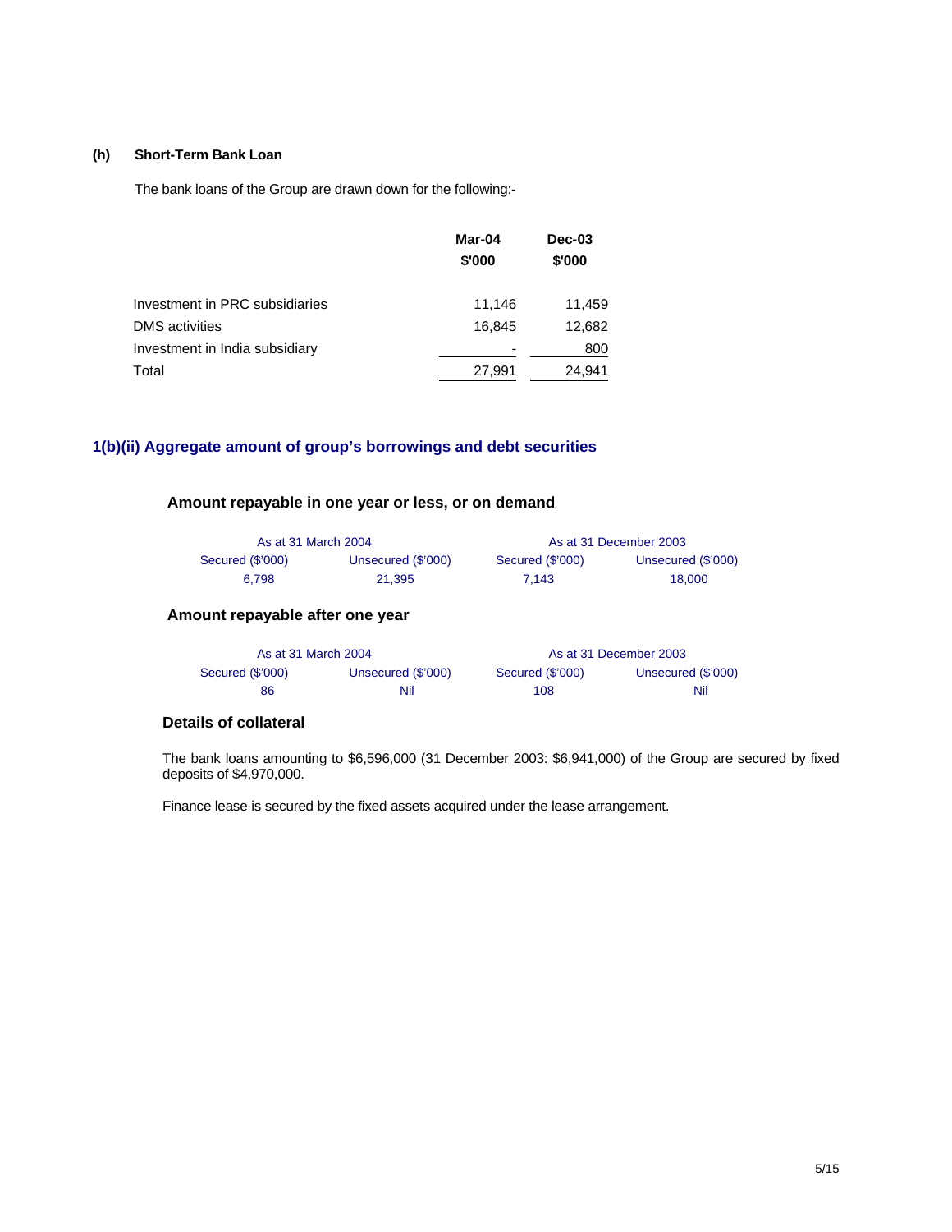### (h) Short-Term Bank Loan

The bank loans of the Group are drawn down for the following:-

| | Mar-04<br>$'000 | Dec-03<br>$'000 |
|---|---|---|
| Investment in PRC subsidiaries | 11,146 | 11,459 |
| DMS activities | 16,845 | 12,682 |
| Investment in India subsidiary | - | 800 |
| Total | 27,991 | 24,941 |

## 1(b)(ii) Aggregate amount of group's borrowings and debt securities

### Amount repayable in one year or less, or on demand

| As at 31 March 2004 | | As at 31 December 2003 | |
|---|---|---|---|
| Secured ($'000) | Unsecured ($'000) | Secured ($'000) | Unsecured ($'000) |
| 6,798 | 21,395 | 7,143 | 18,000 |

### Amount repayable after one year

| As at 31 March 2004 | | As at 31 December 2003 | |
|---|---|---|---|
| Secured ($'000) | Unsecured ($'000) | Secured ($'000) | Unsecured ($'000) |
| 86 | Nil | 108 | Nil |

### Details of collateral

The bank loans amounting to $6,596,000 (31 December 2003: $6,941,000) of the Group are secured by fixed deposits of $4,970,000.

Finance lease is secured by the fixed assets acquired under the lease arrangement.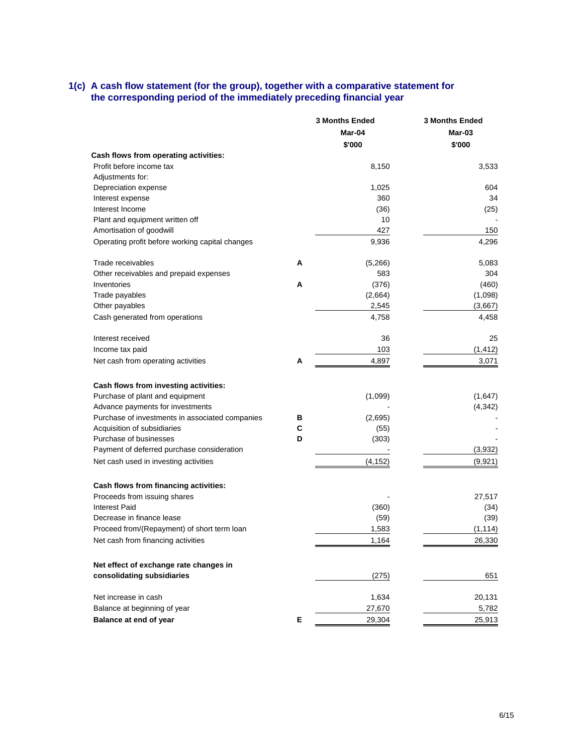## 1(c) A cash flow statement (for the group), together with a comparative statement for the corresponding period of the immediately preceding financial year

| | | 3 Months Ended Mar-04 $'000 | 3 Months Ended Mar-03 $'000 |
|---|---|---|---|
| **Cash flows from operating activities:** | | | |
| Profit before income tax | | 8,150 | 3,533 |
| Adjustments for: | | | |
| Depreciation expense | | 1,025 | 604 |
| Interest expense | | 360 | 34 |
| Interest Income | | (36) | (25) |
| Plant and equipment written off | | 10 | - |
| Amortisation of goodwill | | 427 | 150 |
| Operating profit before working capital changes | | 9,936 | 4,296 |
| Trade receivables | A | (5,266) | 5,083 |
| Other receivables and prepaid expenses | | 583 | 304 |
| Inventories | A | (376) | (460) |
| Trade payables | | (2,664) | (1,098) |
| Other payables | | 2,545 | (3,667) |
| Cash generated from operations | | 4,758 | 4,458 |
| Interest received | | 36 | 25 |
| Income tax paid | | 103 | (1,412) |
| Net cash from operating activities | A | 4,897 | 3,071 |
| **Cash flows from investing activities:** | | | |
| Purchase of plant and equipment | | (1,099) | (1,647) |
| Advance payments for investments | | - | (4,342) |
| Purchase of investments in associated companies | B | (2,695) | - |
| Acquisition of subsidiaries | C | (55) | - |
| Purchase of businesses | D | (303) | - |
| Payment of deferred purchase consideration | | - | (3,932) |
| Net cash used in investing activities | | (4,152) | (9,921) |
| **Cash flows from financing activities:** | | | |
| Proceeds from issuing shares | | - | 27,517 |
| Interest Paid | | (360) | (34) |
| Decrease in finance lease | | (59) | (39) |
| Proceed from/(Repayment) of short term loan | | 1,583 | (1,114) |
| Net cash from financing activities | | 1,164 | 26,330 |
| **Net effect of exchange rate changes in consolidating subsidiaries** | | (275) | 651 |
| Net increase in cash | | 1,634 | 20,131 |
| Balance at beginning of year | | 27,670 | 5,782 |
| **Balance at end of year** | E | 29,304 | 25,913 |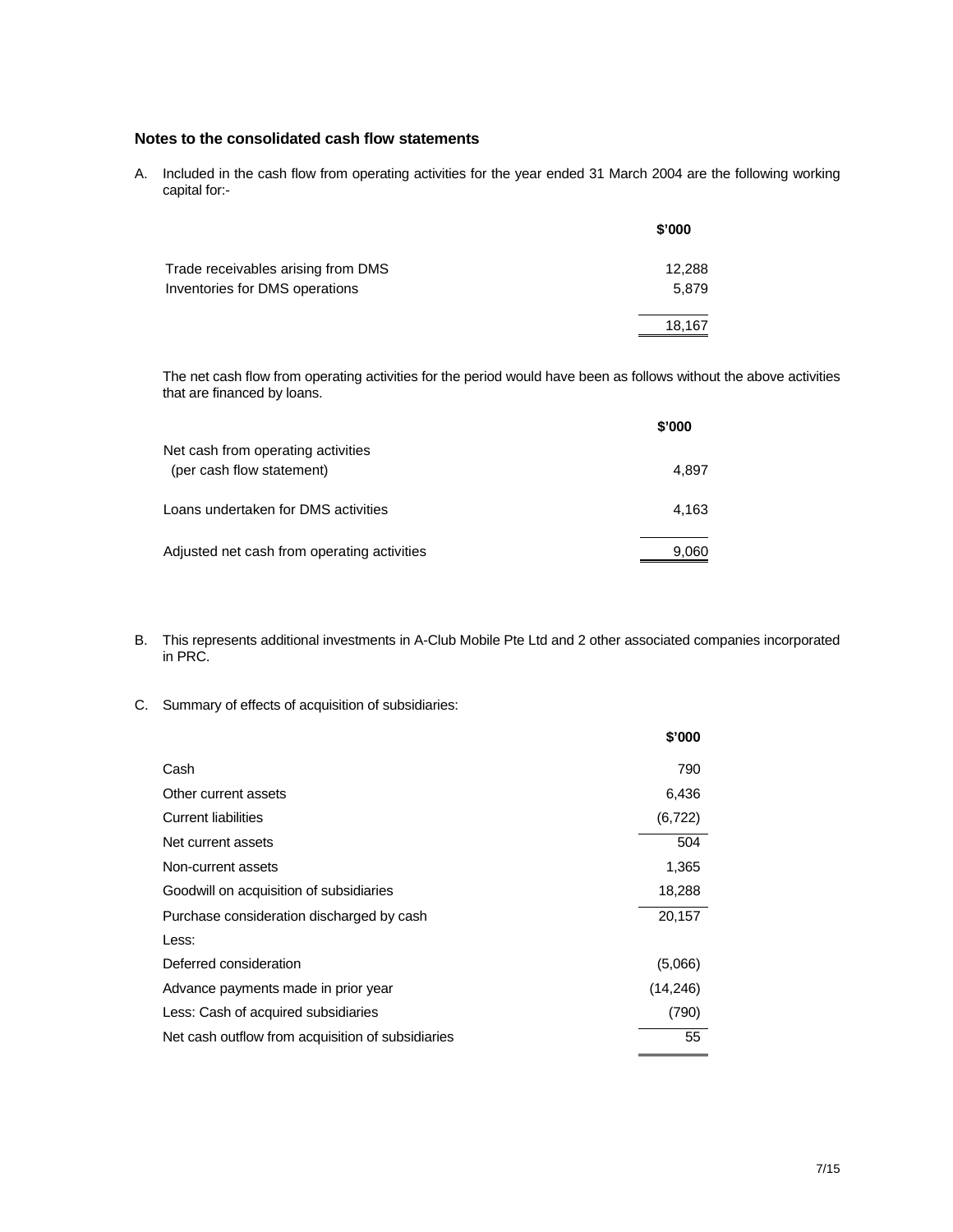## Notes to the consolidated cash flow statements

A. Included in the cash flow from operating activities for the year ended 31 March 2004 are the following working capital for:-

| | $'000 |
|---|---|
| Trade receivables arising from DMS | 12,288 |
| Inventories for DMS operations | 5,879 |
| | 18,167 |

The net cash flow from operating activities for the period would have been as follows without the above activities that are financed by loans.

| | $'000 |
|---|---|
| Net cash from operating activities (per cash flow statement) | 4,897 |
| Loans undertaken for DMS activities | 4,163 |
| Adjusted net cash from operating activities | 9,060 |

B. This represents additional investments in A-Club Mobile Pte Ltd and 2 other associated companies incorporated in PRC.

C. Summary of effects of acquisition of subsidiaries:

| | $'000 |
|---|---|
| Cash | 790 |
| Other current assets | 6,436 |
| Current liabilities | (6,722) |
| Net current assets | 504 |
| Non-current assets | 1,365 |
| Goodwill on acquisition of subsidiaries | 18,288 |
| Purchase consideration discharged by cash | 20,157 |
| Less: | |
| Deferred consideration | (5,066) |
| Advance payments made in prior year | (14,246) |
| Less: Cash of acquired subsidiaries | (790) |
| Net cash outflow from acquisition of subsidiaries | 55 |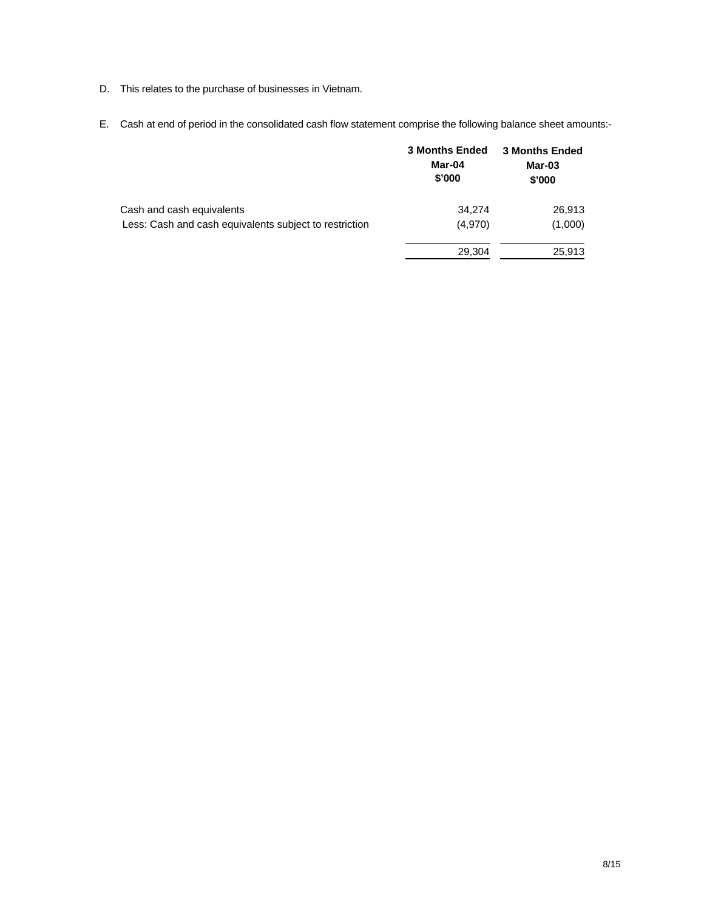D. This relates to the purchase of businesses in Vietnam.

E. Cash at end of period in the consolidated cash flow statement comprise the following balance sheet amounts:-

| | 3 Months Ended Mar-04 $'000 | 3 Months Ended Mar-03 $'000 |
|---|---|---|
| Cash and cash equivalents | 34,274 | 26,913 |
| Less: Cash and cash equivalents subject to restriction | (4,970) | (1,000) |
| | 29,304 | 25,913 |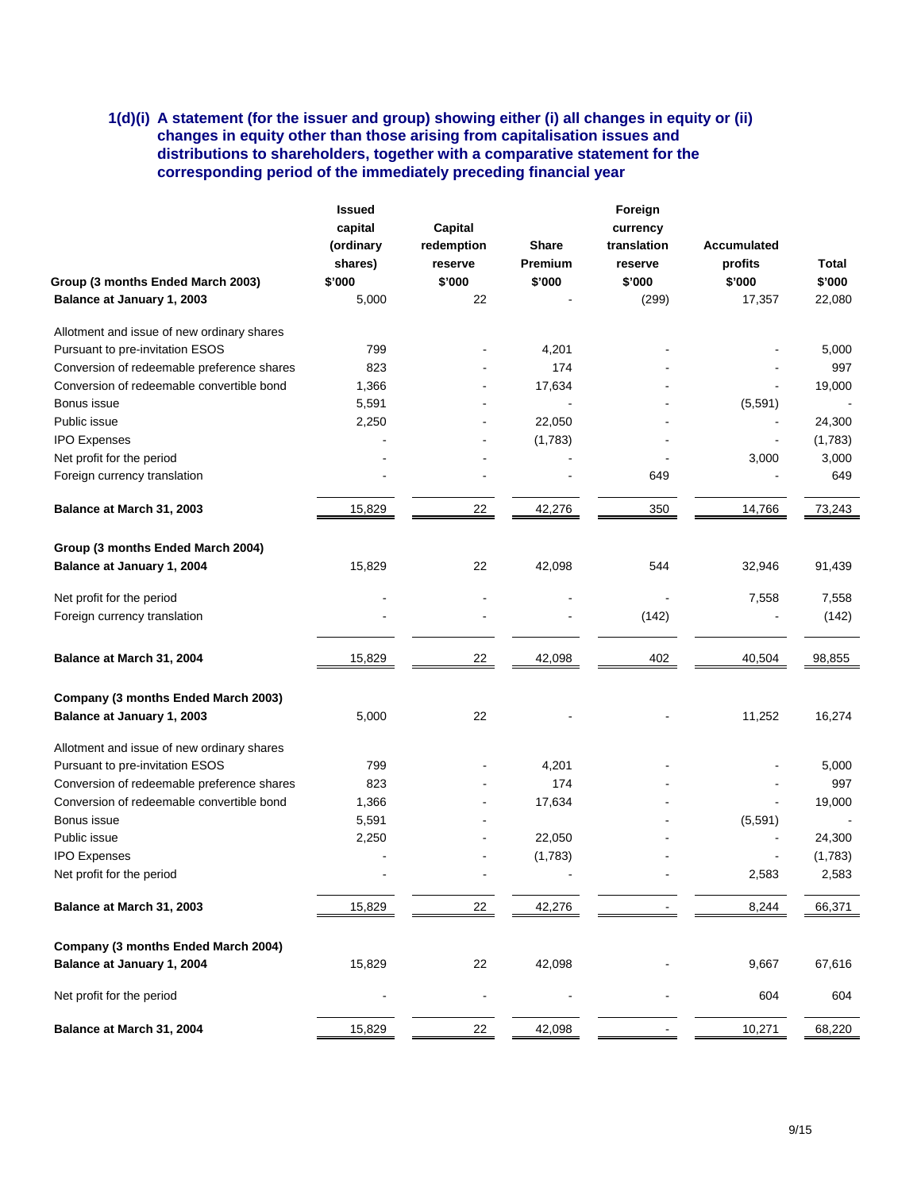### 1(d)(i) A statement (for the issuer and group) showing either (i) all changes in equity or (ii) changes in equity other than those arising from capitalisation issues and distributions to shareholders, together with a comparative statement for the corresponding period of the immediately preceding financial year

| | Issued capital (ordinary shares) $'000 | Capital redemption reserve $'000 | Share Premium $'000 | Foreign currency translation reserve $'000 | Accumulated profits $'000 | Total $'000 |
|---|---|---|---|---|---|---|
| **Group (3 months Ended March 2003)** | | | | | | |
| **Balance at January 1, 2003** | 5,000 | 22 | - | (299) | 17,357 | 22,080 |
| Allotment and issue of new ordinary shares | | | | | | |
| Pursuant to pre-invitation ESOS | 799 | - | 4,201 | - | - | 5,000 |
| Conversion of redeemable preference shares | 823 | - | 174 | - | - | 997 |
| Conversion of redeemable convertible bond | 1,366 | - | 17,634 | - | - | 19,000 |
| Bonus issue | 5,591 | - | - | - | (5,591) | - |
| Public issue | 2,250 | - | 22,050 | - | - | 24,300 |
| IPO Expenses | - | - | (1,783) | - | - | (1,783) |
| Net profit for the period | - | - | - | - | 3,000 | 3,000 |
| Foreign currency translation | - | - | - | 649 | - | 649 |
| **Balance at March 31, 2003** | 15,829 | 22 | 42,276 | 350 | 14,766 | 73,243 |
| **Group (3 months Ended March 2004)** | | | | | | |
| **Balance at January 1, 2004** | 15,829 | 22 | 42,098 | 544 | 32,946 | 91,439 |
| Net profit for the period | - | - | - | - | 7,558 | 7,558 |
| Foreign currency translation | - | - | - | (142) | - | (142) |
| **Balance at March 31, 2004** | 15,829 | 22 | 42,098 | 402 | 40,504 | 98,855 |
| **Company (3 months Ended March 2003)** | | | | | | |
| **Balance at January 1, 2003** | 5,000 | 22 | - | - | 11,252 | 16,274 |
| Allotment and issue of new ordinary shares | | | | | | |
| Pursuant to pre-invitation ESOS | 799 | - | 4,201 | - | - | 5,000 |
| Conversion of redeemable preference shares | 823 | - | 174 | - | - | 997 |
| Conversion of redeemable convertible bond | 1,366 | - | 17,634 | - | - | 19,000 |
| Bonus issue | 5,591 | - | | - | (5,591) | - |
| Public issue | 2,250 | - | 22,050 | - | - | 24,300 |
| IPO Expenses | - | - | (1,783) | - | - | (1,783) |
| Net profit for the period | - | - | - | - | 2,583 | 2,583 |
| **Balance at March 31, 2003** | 15,829 | 22 | 42,276 | - | 8,244 | 66,371 |
| **Company (3 months Ended March 2004)** | | | | | | |
| **Balance at January 1, 2004** | 15,829 | 22 | 42,098 | - | 9,667 | 67,616 |
| Net profit for the period | - | - | - | - | 604 | 604 |
| **Balance at March 31, 2004** | 15,829 | 22 | 42,098 | - | 10,271 | 68,220 |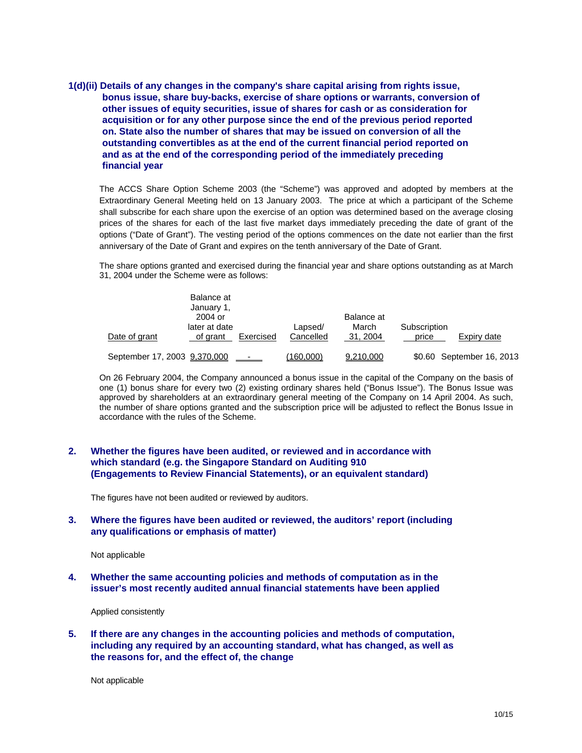**1(d)(ii) Details of any changes in the company's share capital arising from rights issue, bonus issue, share buy-backs, exercise of share options or warrants, conversion of other issues of equity securities, issue of shares for cash or as consideration for acquisition or for any other purpose since the end of the previous period reported on. State also the number of shares that may be issued on conversion of all the outstanding convertibles as at the end of the current financial period reported on and as at the end of the corresponding period of the immediately preceding financial year**

The ACCS Share Option Scheme 2003 (the "Scheme") was approved and adopted by members at the Extraordinary General Meeting held on 13 January 2003. The price at which a participant of the Scheme shall subscribe for each share upon the exercise of an option was determined based on the average closing prices of the shares for each of the last five market days immediately preceding the date of grant of the options ("Date of Grant"). The vesting period of the options commences on the date not earlier than the first anniversary of the Date of Grant and expires on the tenth anniversary of the Date of Grant.

The share options granted and exercised during the financial year and share options outstanding as at March 31, 2004 under the Scheme were as follows:

| Date of grant | Balance at January 1, 2004 or later at date of grant | Exercised | Lapsed/ Cancelled | Balance at March 31, 2004 | Subscription price | Expiry date |
|---|---|---|---|---|---|---|
| September 17, 2003 | 9,370,000 | - | (160,000) | 9,210,000 | $0.60 | September 16, 2013 |

On 26 February 2004, the Company announced a bonus issue in the capital of the Company on the basis of one (1) bonus share for every two (2) existing ordinary shares held ("Bonus Issue"). The Bonus Issue was approved by shareholders at an extraordinary general meeting of the Company on 14 April 2004. As such, the number of share options granted and the subscription price will be adjusted to reflect the Bonus Issue in accordance with the rules of the Scheme.

**2. Whether the figures have been audited, or reviewed and in accordance with which standard (e.g. the Singapore Standard on Auditing 910 (Engagements to Review Financial Statements), or an equivalent standard)**

The figures have not been audited or reviewed by auditors.

**3. Where the figures have been audited or reviewed, the auditors' report (including any qualifications or emphasis of matter)**

Not applicable

**4. Whether the same accounting policies and methods of computation as in the issuer's most recently audited annual financial statements have been applied**

Applied consistently

**5. If there are any changes in the accounting policies and methods of computation, including any required by an accounting standard, what has changed, as well as the reasons for, and the effect of, the change**

Not applicable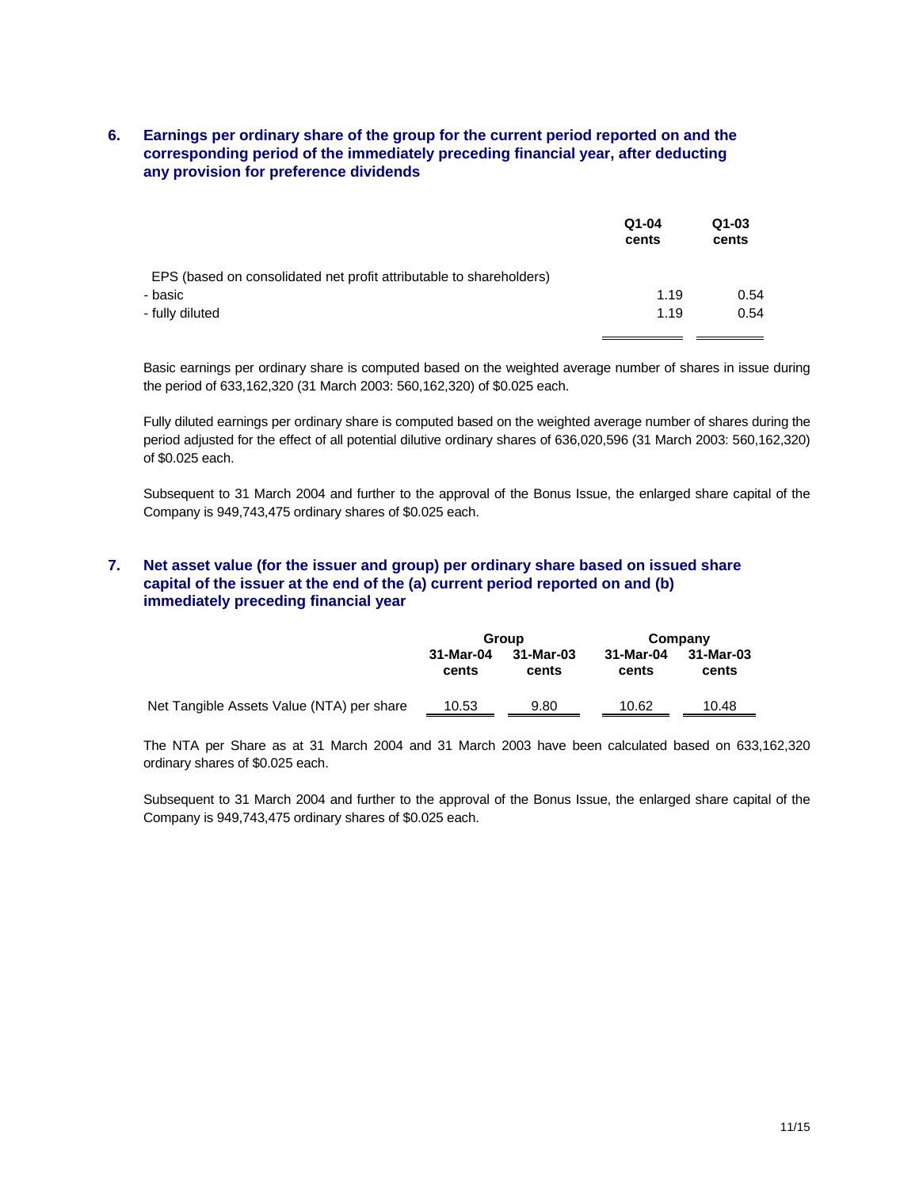## 6. Earnings per ordinary share of the group for the current period reported on and the corresponding period of the immediately preceding financial year, after deducting any provision for preference dividends

| | Q1-04 cents | Q1-03 cents |
|---|---|---|
| EPS (based on consolidated net profit attributable to shareholders) | | |
| - basic | 1.19 | 0.54 |
| - fully diluted | 1.19 | 0.54 |

Basic earnings per ordinary share is computed based on the weighted average number of shares in issue during the period of 633,162,320 (31 March 2003: 560,162,320) of $0.025 each.

Fully diluted earnings per ordinary share is computed based on the weighted average number of shares during the period adjusted for the effect of all potential dilutive ordinary shares of 636,020,596 (31 March 2003: 560,162,320) of $0.025 each.

Subsequent to 31 March 2004 and further to the approval of the Bonus Issue, the enlarged share capital of the Company is 949,743,475 ordinary shares of $0.025 each.

## 7. Net asset value (for the issuer and group) per ordinary share based on issued share capital of the issuer at the end of the (a) current period reported on and (b) immediately preceding financial year

| | Group | | Company | |
|---|---|---|---|---|
| | 31-Mar-04 cents | 31-Mar-03 cents | 31-Mar-04 cents | 31-Mar-03 cents |
| Net Tangible Assets Value (NTA) per share | 10.53 | 9.80 | 10.62 | 10.48 |

The NTA per Share as at 31 March 2004 and 31 March 2003 have been calculated based on 633,162,320 ordinary shares of $0.025 each.

Subsequent to 31 March 2004 and further to the approval of the Bonus Issue, the enlarged share capital of the Company is 949,743,475 ordinary shares of $0.025 each.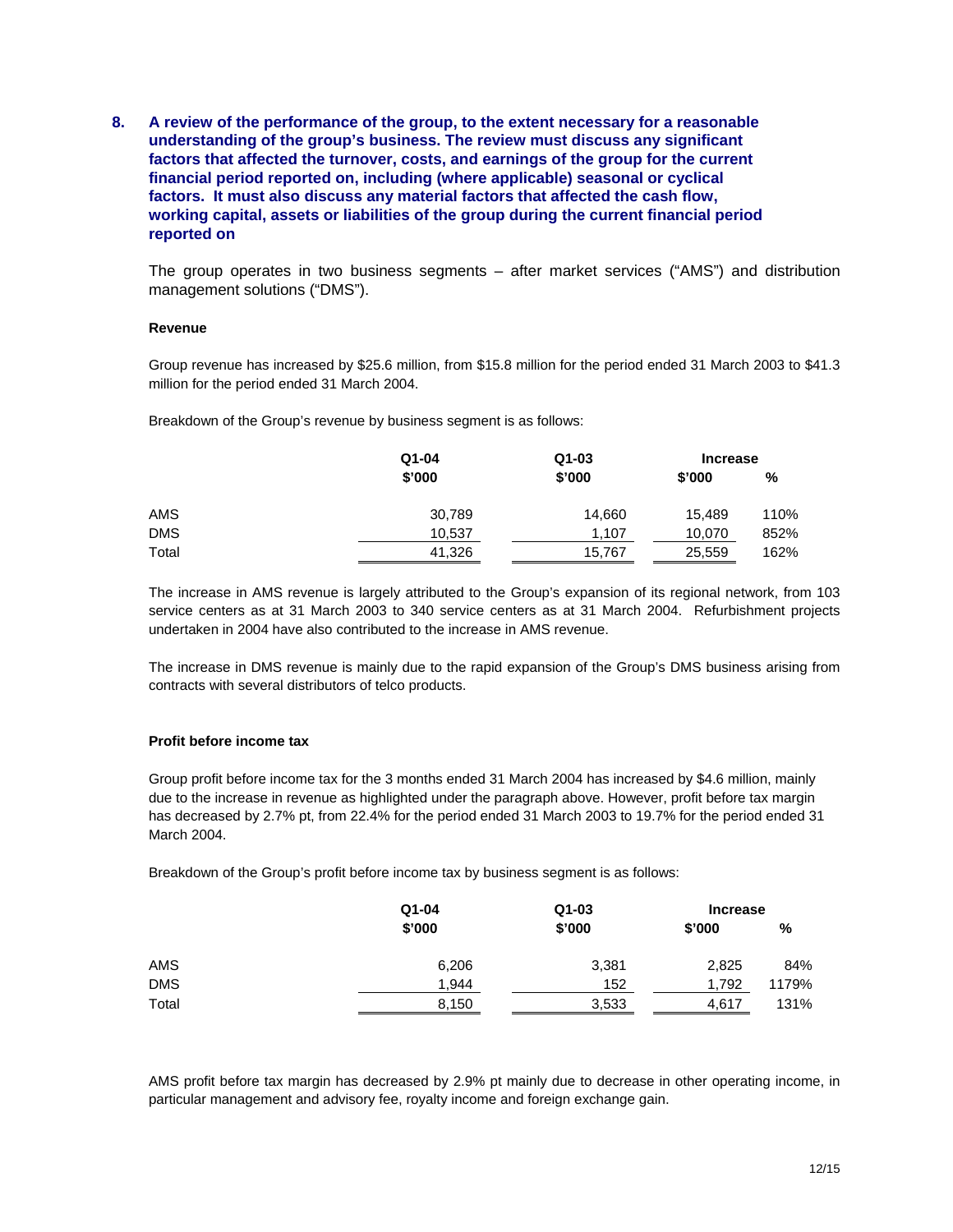**8. A review of the performance of the group, to the extent necessary for a reasonable understanding of the group's business. The review must discuss any significant factors that affected the turnover, costs, and earnings of the group for the current financial period reported on, including (where applicable) seasonal or cyclical factors. It must also discuss any material factors that affected the cash flow, working capital, assets or liabilities of the group during the current financial period reported on**

The group operates in two business segments – after market services ("AMS") and distribution management solutions ("DMS").

**Revenue**

Group revenue has increased by $25.6 million, from $15.8 million for the period ended 31 March 2003 to $41.3 million for the period ended 31 March 2004.

Breakdown of the Group's revenue by business segment is as follows:

| | Q1-04 | Q1-03 | Increase | |
|---|---|---|---|---|
| | $'000 | $'000 | $'000 | % |
| AMS | 30,789 | 14,660 | 15,489 | 110% |
| DMS | 10,537 | 1,107 | 10,070 | 852% |
| Total | 41,326 | 15,767 | 25,559 | 162% |

The increase in AMS revenue is largely attributed to the Group's expansion of its regional network, from 103 service centers as at 31 March 2003 to 340 service centers as at 31 March 2004. Refurbishment projects undertaken in 2004 have also contributed to the increase in AMS revenue.

The increase in DMS revenue is mainly due to the rapid expansion of the Group's DMS business arising from contracts with several distributors of telco products.

**Profit before income tax**

Group profit before income tax for the 3 months ended 31 March 2004 has increased by $4.6 million, mainly due to the increase in revenue as highlighted under the paragraph above. However, profit before tax margin has decreased by 2.7% pt, from 22.4% for the period ended 31 March 2003 to 19.7% for the period ended 31 March 2004.

Breakdown of the Group's profit before income tax by business segment is as follows:

| | Q1-04 | Q1-03 | Increase | |
|---|---|---|---|---|
| | $'000 | $'000 | $'000 | % |
| AMS | 6,206 | 3,381 | 2,825 | 84% |
| DMS | 1,944 | 152 | 1,792 | 1179% |
| Total | 8,150 | 3,533 | 4,617 | 131% |

AMS profit before tax margin has decreased by 2.9% pt mainly due to decrease in other operating income, in particular management and advisory fee, royalty income and foreign exchange gain.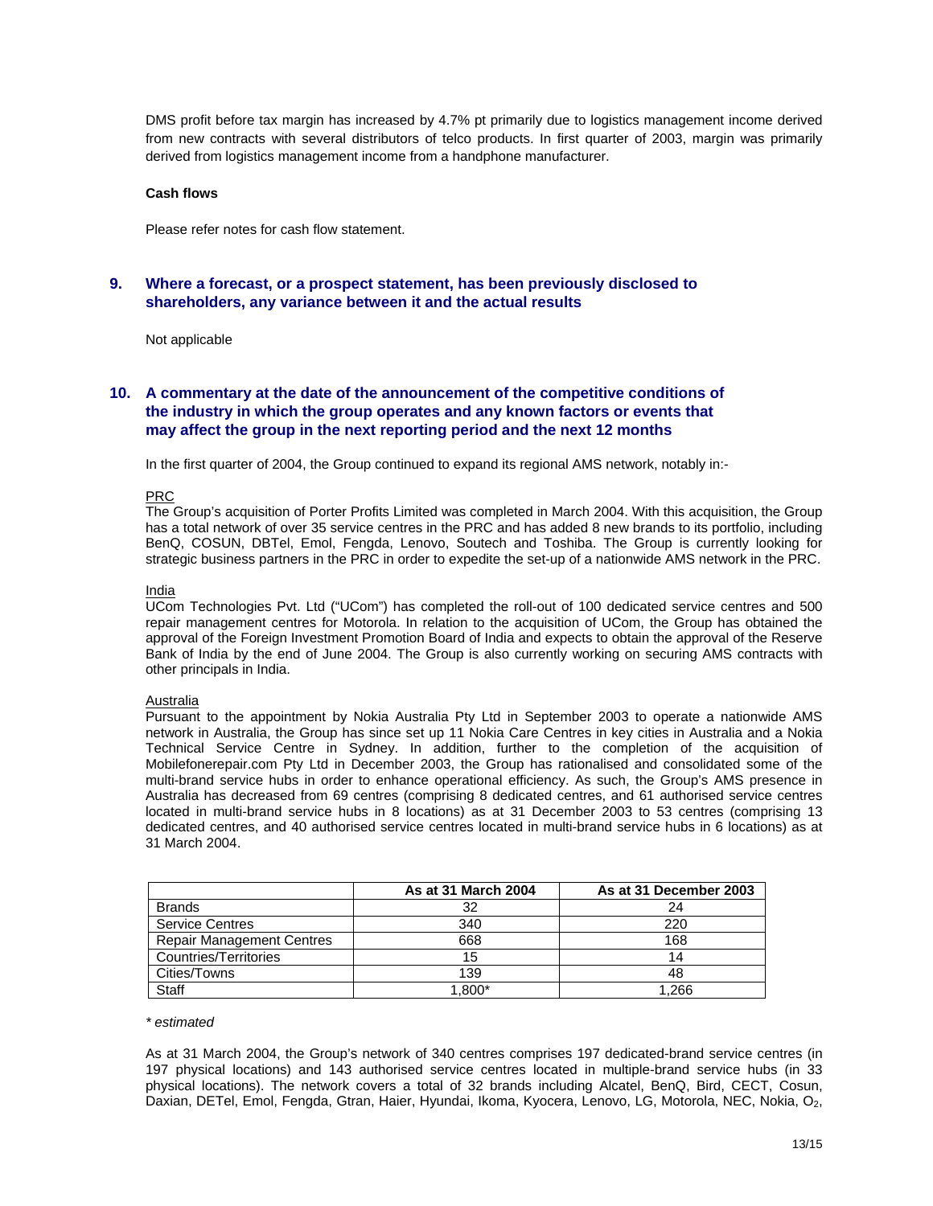DMS profit before tax margin has increased by 4.7% pt primarily due to logistics management income derived from new contracts with several distributors of telco products. In first quarter of 2003, margin was primarily derived from logistics management income from a handphone manufacturer.

**Cash flows**

Please refer notes for cash flow statement.

## 9. Where a forecast, or a prospect statement, has been previously disclosed to shareholders, any variance between it and the actual results

Not applicable

## 10. A commentary at the date of the announcement of the competitive conditions of the industry in which the group operates and any known factors or events that may affect the group in the next reporting period and the next 12 months

In the first quarter of 2004, the Group continued to expand its regional AMS network, notably in:-

PRC

The Group's acquisition of Porter Profits Limited was completed in March 2004. With this acquisition, the Group has a total network of over 35 service centres in the PRC and has added 8 new brands to its portfolio, including BenQ, COSUN, DBTel, Emol, Fengda, Lenovo, Soutech and Toshiba. The Group is currently looking for strategic business partners in the PRC in order to expedite the set-up of a nationwide AMS network in the PRC.

India

UCom Technologies Pvt. Ltd ("UCom") has completed the roll-out of 100 dedicated service centres and 500 repair management centres for Motorola. In relation to the acquisition of UCom, the Group has obtained the approval of the Foreign Investment Promotion Board of India and expects to obtain the approval of the Reserve Bank of India by the end of June 2004. The Group is also currently working on securing AMS contracts with other principals in India.

Australia

Pursuant to the appointment by Nokia Australia Pty Ltd in September 2003 to operate a nationwide AMS network in Australia, the Group has since set up 11 Nokia Care Centres in key cities in Australia and a Nokia Technical Service Centre in Sydney. In addition, further to the completion of the acquisition of Mobilefonerepair.com Pty Ltd in December 2003, the Group has rationalised and consolidated some of the multi-brand service hubs in order to enhance operational efficiency. As such, the Group's AMS presence in Australia has decreased from 69 centres (comprising 8 dedicated centres, and 61 authorised service centres located in multi-brand service hubs in 8 locations) as at 31 December 2003 to 53 centres (comprising 13 dedicated centres, and 40 authorised service centres located in multi-brand service hubs in 6 locations) as at 31 March 2004.

| | As at 31 March 2004 | As at 31 December 2003 |
|---|---|---|
| Brands | 32 | 24 |
| Service Centres | 340 | 220 |
| Repair Management Centres | 668 | 168 |
| Countries/Territories | 15 | 14 |
| Cities/Towns | 139 | 48 |
| Staff | 1,800* | 1,266 |

*\* estimated*

As at 31 March 2004, the Group's network of 340 centres comprises 197 dedicated-brand service centres (in 197 physical locations) and 143 authorised service centres located in multiple-brand service hubs (in 33 physical locations). The network covers a total of 32 brands including Alcatel, BenQ, Bird, CECT, Cosun, Daxian, DETel, Emol, Fengda, Gtran, Haier, Hyundai, Ikoma, Kyocera, Lenovo, LG, Motorola, NEC, Nokia, $O_2$,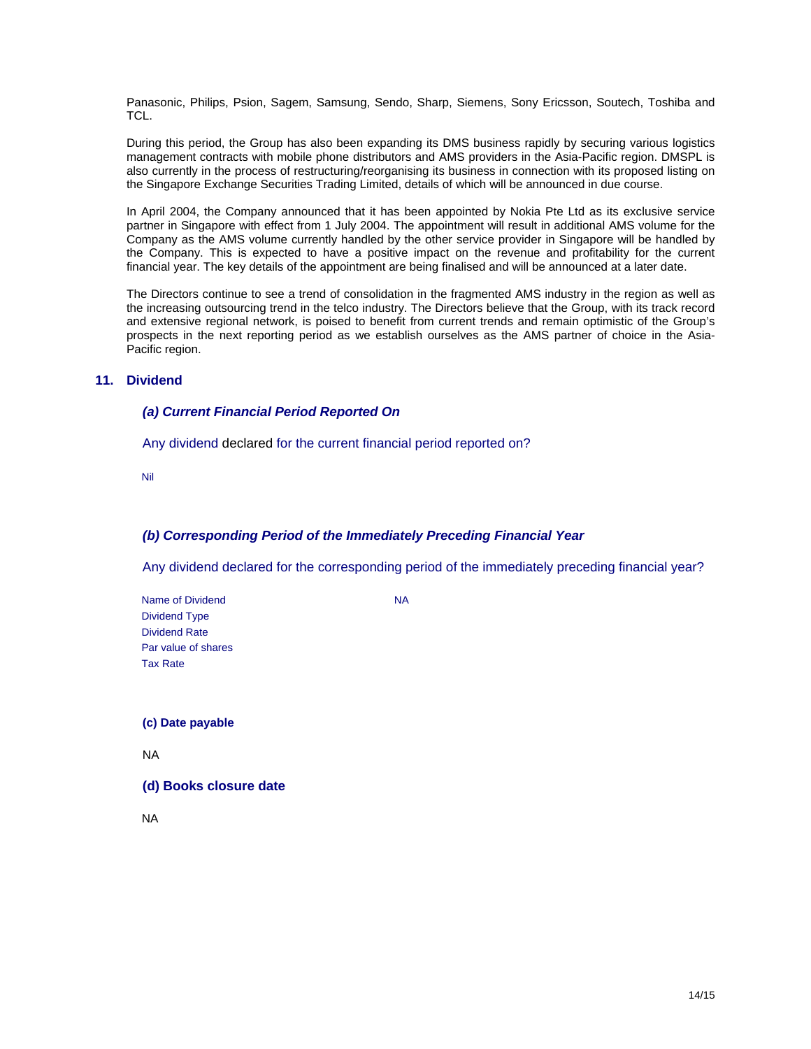Panasonic, Philips, Psion, Sagem, Samsung, Sendo, Sharp, Siemens, Sony Ericsson, Soutech, Toshiba and TCL.

During this period, the Group has also been expanding its DMS business rapidly by securing various logistics management contracts with mobile phone distributors and AMS providers in the Asia-Pacific region. DMSPL is also currently in the process of restructuring/reorganising its business in connection with its proposed listing on the Singapore Exchange Securities Trading Limited, details of which will be announced in due course.

In April 2004, the Company announced that it has been appointed by Nokia Pte Ltd as its exclusive service partner in Singapore with effect from 1 July 2004. The appointment will result in additional AMS volume for the Company as the AMS volume currently handled by the other service provider in Singapore will be handled by the Company. This is expected to have a positive impact on the revenue and profitability for the current financial year. The key details of the appointment are being finalised and will be announced at a later date.

The Directors continue to see a trend of consolidation in the fragmented AMS industry in the region as well as the increasing outsourcing trend in the telco industry. The Directors believe that the Group, with its track record and extensive regional network, is poised to benefit from current trends and remain optimistic of the Group's prospects in the next reporting period as we establish ourselves as the AMS partner of choice in the Asia-Pacific region.

## 11. Dividend

### *(a) Current Financial Period Reported On*

Any dividend declared for the current financial period reported on?

Nil

### *(b) Corresponding Period of the Immediately Preceding Financial Year*

Any dividend declared for the corresponding period of the immediately preceding financial year?

| | |
|---|---|
| Name of Dividend | NA |
| Dividend Type | |
| Dividend Rate | |
| Par value of shares | |
| Tax Rate | |

### (c) Date payable

NA

### (d) Books closure date

NA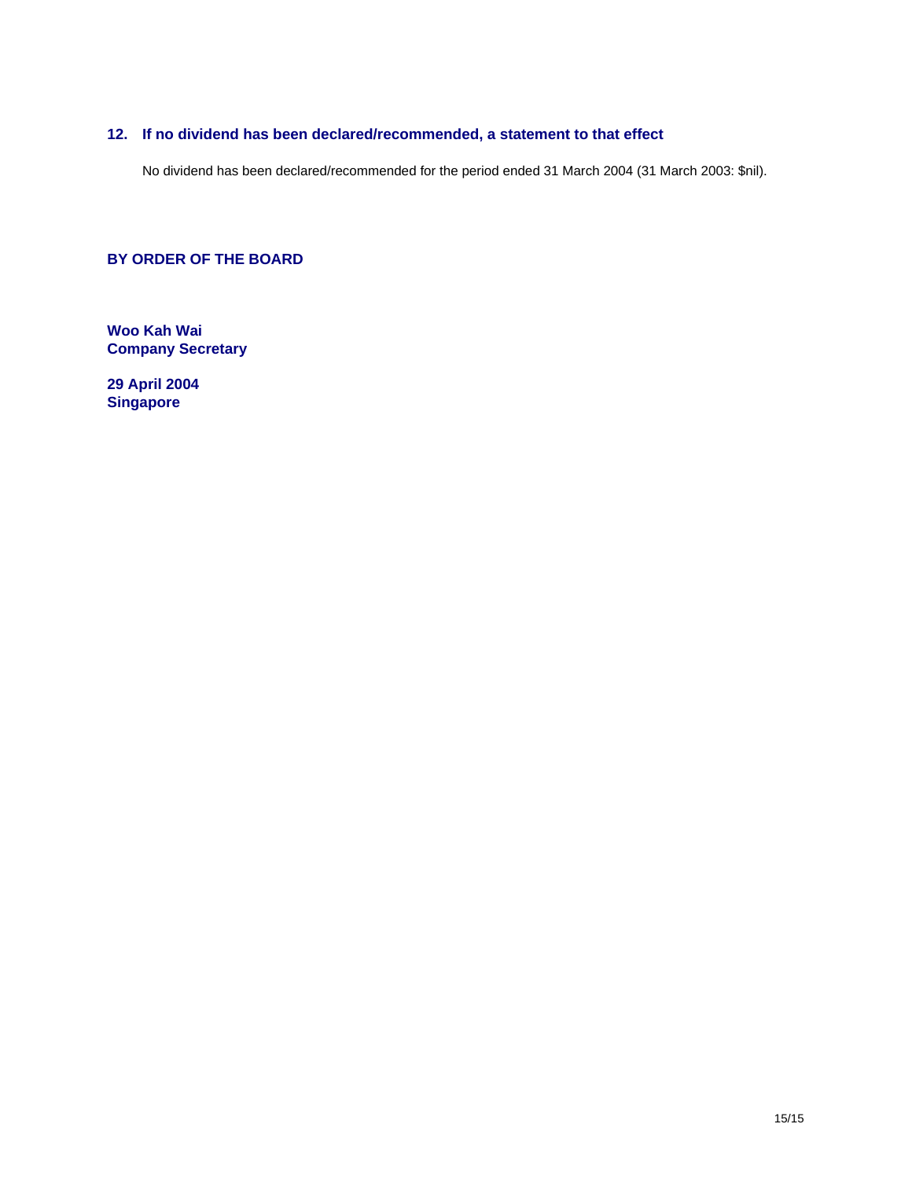## 12. If no dividend has been declared/recommended, a statement to that effect

No dividend has been declared/recommended for the period ended 31 March 2004 (31 March 2003: $nil).

**BY ORDER OF THE BOARD**

**Woo Kah Wai**
**Company Secretary**

**29 April 2004**
**Singapore**